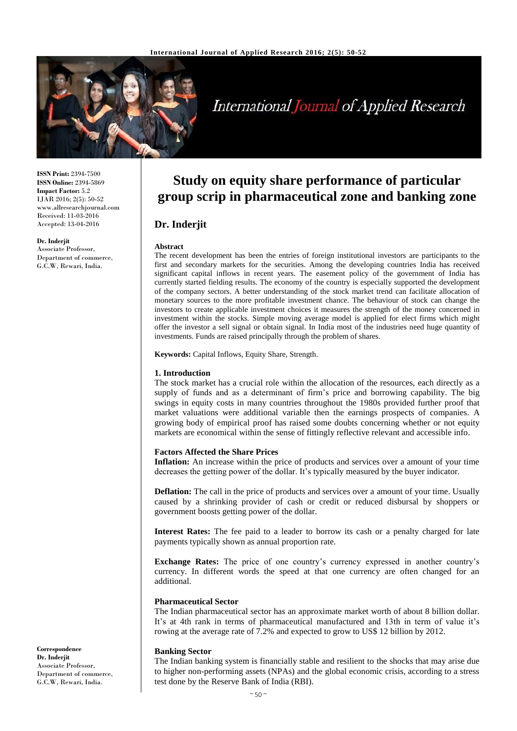**ISSN Print:** 2394-7500
**ISSN Online:** 2394-5869
**Impact Factor:** 5.2
IJAR 2016; 2(5): 50-52
www.allresearchjournal.com
Received: 11-03-2016
Accepted: 13-04-2016

**Dr. Inderjit**
Associate Professor,
Department of commerce,
G.C.W, Rewari, India.

**Correspondence**
**Dr. Inderjit**
Associate Professor,
Department of commerce,
G.C.W, Rewari, India.

# Study on equity share performance of particular group scrip in pharmaceutical zone and banking zone

## Dr. Inderjit

**Abstract**

The recent development has been the entries of foreign institutional investors are participants to the first and secondary markets for the securities. Among the developing countries India has received significant capital inflows in recent years. The easement policy of the government of India has currently started fielding results. The economy of the country is especially supported the development of the company sectors. A better understanding of the stock market trend can facilitate allocation of monetary sources to the more profitable investment chance. The behaviour of stock can change the investors to create applicable investment choices it measures the strength of the money concerned in investment within the stocks. Simple moving average model is applied for elect firms which might offer the investor a sell signal or obtain signal. In India most of the industries need huge quantity of investments. Funds are raised principally through the problem of shares.

**Keywords:** Capital Inflows, Equity Share, Strength.

### 1. Introduction

The stock market has a crucial role within the allocation of the resources, each directly as a supply of funds and as a determinant of firm's price and borrowing capability. The big swings in equity costs in many countries throughout the 1980s provided further proof that market valuations were additional variable then the earnings prospects of companies. A growing body of empirical proof has raised some doubts concerning whether or not equity markets are economical within the sense of fittingly reflective relevant and accessible info.

**Factors Affected the Share Prices**

**Inflation:** An increase within the price of products and services over a amount of your time decreases the getting power of the dollar. It's typically measured by the buyer indicator.

**Deflation:** The call in the price of products and services over a amount of your time. Usually caused by a shrinking provider of cash or credit or reduced disbursal by shoppers or government boosts getting power of the dollar.

**Interest Rates:** The fee paid to a leader to borrow its cash or a penalty charged for late payments typically shown as annual proportion rate.

**Exchange Rates:** The price of one country's currency expressed in another country's currency. In different words the speed at that one currency are often changed for an additional.

**Pharmaceutical Sector**

The Indian pharmaceutical sector has an approximate market worth of about 8 billion dollar. It's at 4th rank in terms of pharmaceutical manufactured and 13th in term of value it's rowing at the average rate of 7.2% and expected to grow to US$ 12 billion by 2012.

**Banking Sector**

The Indian banking system is financially stable and resilient to the shocks that may arise due to higher non-performing assets (NPAs) and the global economic crisis, according to a stress test done by the Reserve Bank of India (RBI).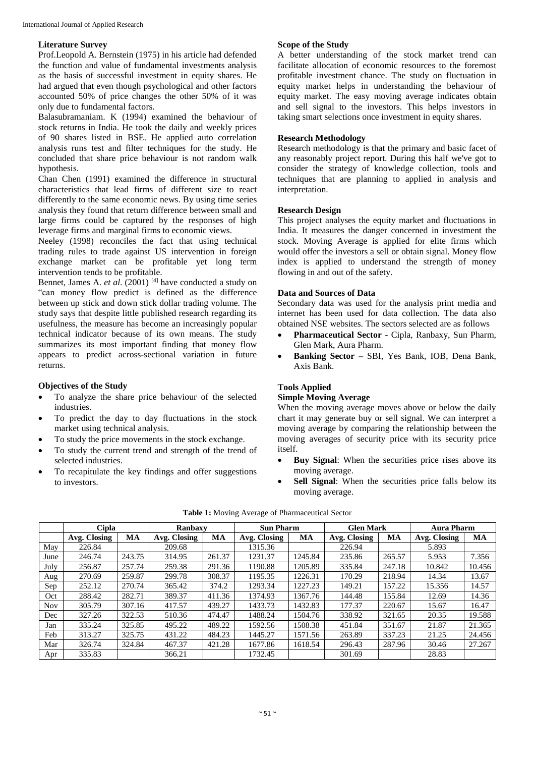### Literature Survey

Prof.Leopold A. Bernstein (1975) in his article had defended the function and value of fundamental investments analysis as the basis of successful investment in equity shares. He had argued that even though psychological and other factors accounted 50% of price changes the other 50% of it was only due to fundamental factors.

Balasubramaniam. K (1994) examined the behaviour of stock returns in India. He took the daily and weekly prices of 90 shares listed in BSE. He applied auto correlation analysis runs test and filter techniques for the study. He concluded that share price behaviour is not random walk hypothesis.

Chan Chen (1991) examined the difference in structural characteristics that lead firms of different size to react differently to the same economic news. By using time series analysis they found that return difference between small and large firms could be captured by the responses of high leverage firms and marginal firms to economic views.

Neeley (1998) reconciles the fact that using technical trading rules to trade against US intervention in foreign exchange market can be profitable yet long term intervention tends to be profitable.

Bennet, James A. *et al*. (2001) [4] have conducted a study on "can money flow predict is defined as the difference between up stick and down stick dollar trading volume. The study says that despite little published research regarding its usefulness, the measure has become an increasingly popular technical indicator because of its own means. The study summarizes its most important finding that money flow appears to predict across-sectional variation in future returns.

### Objectives of the Study

- To analyze the share price behaviour of the selected industries.
- To predict the day to day fluctuations in the stock market using technical analysis.
- To study the price movements in the stock exchange.
- To study the current trend and strength of the trend of selected industries.
- To recapitulate the key findings and offer suggestions to investors.

### Scope of the Study

A better understanding of the stock market trend can facilitate allocation of economic resources to the foremost profitable investment chance. The study on fluctuation in equity market helps in understanding the behaviour of equity market. The easy moving average indicates obtain and sell signal to the investors. This helps investors in taking smart selections once investment in equity shares.

### Research Methodology

Research methodology is that the primary and basic facet of any reasonably project report. During this half we've got to consider the strategy of knowledge collection, tools and techniques that are planning to applied in analysis and interpretation.

### Research Design

This project analyses the equity market and fluctuations in India. It measures the danger concerned in investment the stock. Moving Average is applied for elite firms which would offer the investors a sell or obtain signal. Money flow index is applied to understand the strength of money flowing in and out of the safety.

### Data and Sources of Data

Secondary data was used for the analysis print media and internet has been used for data collection. The data also obtained NSE websites. The sectors selected are as follows

- **Pharmaceutical Sector** - Cipla, Ranbaxy, Sun Pharm, Glen Mark, Aura Pharm.
- **Banking Sector –** SBI, Yes Bank, IOB, Dena Bank, Axis Bank.

### Tools Applied

#### Simple Moving Average

When the moving average moves above or below the daily chart it may generate buy or sell signal. We can interpret a moving average by comparing the relationship between the moving averages of security price with its security price itself.

- **Buy Signal**: When the securities price rises above its moving average.
- **Sell Signal**: When the securities price falls below its moving average.

**Table 1:** Moving Average of Pharmaceutical Sector

| | Cipla | | Ranbaxy | | Sun Pharm | | Glen Mark | | Aura Pharm | |
|---|---|---|---|---|---|---|---|---|---|---|
| | **Avg. Closing** | **MA** | **Avg. Closing** | **MA** | **Avg. Closing** | **MA** | **Avg. Closing** | **MA** | **Avg. Closing** | **MA** |
| May | 226.84 | | 209.68 | | 1315.36 | | 226.94 | | 5.893 | |
| June | 246.74 | 243.75 | 314.95 | 261.37 | 1231.37 | 1245.84 | 235.86 | 265.57 | 5.953 | 7.356 |
| July | 256.87 | 257.74 | 259.38 | 291.36 | 1190.88 | 1205.89 | 335.84 | 247.18 | 10.842 | 10.456 |
| Aug | 270.69 | 259.87 | 299.78 | 308.37 | 1195.35 | 1226.31 | 170.29 | 218.94 | 14.34 | 13.67 |
| Sep | 252.12 | 270.74 | 365.42 | 374.2 | 1293.34 | 1227.23 | 149.21 | 157.22 | 15.356 | 14.57 |
| Oct | 288.42 | 282.71 | 389.37 | 411.36 | 1374.93 | 1367.76 | 144.48 | 155.84 | 12.69 | 14.36 |
| Nov | 305.79 | 307.16 | 417.57 | 439.27 | 1433.73 | 1432.83 | 177.37 | 220.67 | 15.67 | 16.47 |
| Dec | 327.26 | 322.53 | 510.36 | 474.47 | 1488.24 | 1504.76 | 338.92 | 321.65 | 20.35 | 19.588 |
| Jan | 335.24 | 325.85 | 495.22 | 489.22 | 1592.56 | 1508.38 | 451.84 | 351.67 | 21.87 | 21.365 |
| Feb | 313.27 | 325.75 | 431.22 | 484.23 | 1445.27 | 1571.56 | 263.89 | 337.23 | 21.25 | 24.456 |
| Mar | 326.74 | 324.84 | 467.37 | 421.28 | 1677.86 | 1618.54 | 296.43 | 287.96 | 30.46 | 27.267 |
| Apr | 335.83 | | 366.21 | | 1732.45 | | 301.69 | | 28.83 | |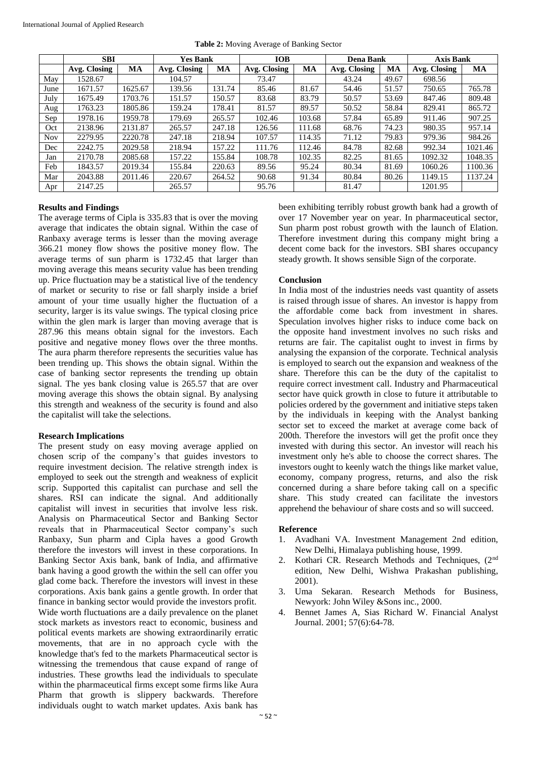**Table 2:** Moving Average of Banking Sector

| | SBI | | Yes Bank | | IOB | | Dena Bank | | Axis Bank | |
|---|---|---|---|---|---|---|---|---|---|---|
| | Avg. Closing | MA | Avg. Closing | MA | Avg. Closing | MA | Avg. Closing | MA | Avg. Closing | MA |
| May | 1528.67 | | 104.57 | | 73.47 | | 43.24 | 49.67 | 698.56 | |
| June | 1671.57 | 1625.67 | 139.56 | 131.74 | 85.46 | 81.67 | 54.46 | 51.57 | 750.65 | 765.78 |
| July | 1675.49 | 1703.76 | 151.57 | 150.57 | 83.68 | 83.79 | 50.57 | 53.69 | 847.46 | 809.48 |
| Aug | 1763.23 | 1805.86 | 159.24 | 178.41 | 81.57 | 89.57 | 50.52 | 58.84 | 829.41 | 865.72 |
| Sep | 1978.16 | 1959.78 | 179.69 | 265.57 | 102.46 | 103.68 | 57.84 | 65.89 | 911.46 | 907.25 |
| Oct | 2138.96 | 2131.87 | 265.57 | 247.18 | 126.56 | 111.68 | 68.76 | 74.23 | 980.35 | 957.14 |
| Nov | 2279.95 | 2220.78 | 247.18 | 218.94 | 107.57 | 114.35 | 71.12 | 79.83 | 979.36 | 984.26 |
| Dec | 2242.75 | 2029.58 | 218.94 | 157.22 | 111.76 | 112.46 | 84.78 | 82.68 | 992.34 | 1021.46 |
| Jan | 2170.78 | 2085.68 | 157.22 | 155.84 | 108.78 | 102.35 | 82.25 | 81.65 | 1092.32 | 1048.35 |
| Feb | 1843.57 | 2019.34 | 155.84 | 220.63 | 89.56 | 95.24 | 80.34 | 81.69 | 1060.26 | 1100.36 |
| Mar | 2043.88 | 2011.46 | 220.67 | 264.52 | 90.68 | 91.34 | 80.84 | 80.26 | 1149.15 | 1137.24 |
| Apr | 2147.25 | | 265.57 | | 95.76 | | 81.47 | | 1201.95 | |

## Results and Findings

The average terms of Cipla is 335.83 that is over the moving average that indicates the obtain signal. Within the case of Ranbaxy average terms is lesser than the moving average 366.21 money flow shows the positive money flow. The average terms of sun pharm is 1732.45 that larger than moving average this means security value has been trending up. Price fluctuation may be a statistical live of the tendency of market or security to rise or fall sharply inside a brief amount of your time usually higher the fluctuation of a security, larger is its value swings. The typical closing price within the glen mark is larger than moving average that is 287.96 this means obtain signal for the investors. Each positive and negative money flows over the three months. The aura pharm therefore represents the securities value has been trending up. This shows the obtain signal. Within the case of banking sector represents the trending up obtain signal. The yes bank closing value is 265.57 that are over moving average this shows the obtain signal. By analysing this strength and weakness of the security is found and also the capitalist will take the selections.

## Research Implications

The present study on easy moving average applied on chosen scrip of the company's that guides investors to require investment decision. The relative strength index is employed to seek out the strength and weakness of explicit scrip. Supported this capitalist can purchase and sell the shares. RSI can indicate the signal. And additionally capitalist will invest in securities that involve less risk. Analysis on Pharmaceutical Sector and Banking Sector reveals that in Pharmaceutical Sector company's such Ranbaxy, Sun pharm and Cipla haves a good Growth therefore the investors will invest in these corporations. In Banking Sector Axis bank, bank of India, and affirmative bank having a good growth the within the sell can offer you glad come back. Therefore the investors will invest in these corporations. Axis bank gains a gentle growth. In order that finance in banking sector would provide the investors profit. Wide worth fluctuations are a daily prevalence on the planet stock markets as investors react to economic, business and political events markets are showing extraordinarily erratic movements, that are in no approach cycle with the knowledge that's fed to the markets Pharmaceutical sector is witnessing the tremendous that cause expand of range of industries. These growths lead the individuals to speculate within the pharmaceutical firms except some firms like Aura Pharm that growth is slippery backwards. Therefore individuals ought to watch market updates. Axis bank has been exhibiting terribly robust growth bank had a growth of over 17 November year on year. In pharmaceutical sector, Sun pharm post robust growth with the launch of Elation. Therefore investment during this company might bring a decent come back for the investors. SBI shares occupancy steady growth. It shows sensible Sign of the corporate.

## Conclusion

In India most of the industries needs vast quantity of assets is raised through issue of shares. An investor is happy from the affordable come back from investment in shares. Speculation involves higher risks to induce come back on the opposite hand investment involves no such risks and returns are fair. The capitalist ought to invest in firms by analysing the expansion of the corporate. Technical analysis is employed to search out the expansion and weakness of the share. Therefore this can be the duty of the capitalist to require correct investment call. Industry and Pharmaceutical sector have quick growth in close to future it attributable to policies ordered by the government and initiative steps taken by the individuals in keeping with the Analyst banking sector set to exceed the market at average come back of 200th. Therefore the investors will get the profit once they invested with during this sector. An investor will reach his investment only he's able to choose the correct shares. The investors ought to keenly watch the things like market value, economy, company progress, returns, and also the risk concerned during a share before taking call on a specific share. This study created can facilitate the investors apprehend the behaviour of share costs and so will succeed.

## Reference

1. Avadhani VA. Investment Management 2nd edition, New Delhi, Himalaya publishing house, 1999.
2. Kothari CR. Research Methods and Techniques, (2nd edition, New Delhi, Wishwa Prakashan publishing, 2001).
3. Uma Sekaran. Research Methods for Business, Newyork: John Wiley &Sons inc., 2000.
4. Bennet James A, Sias Richard W. Financial Analyst Journal. 2001; 57(6):64-78.